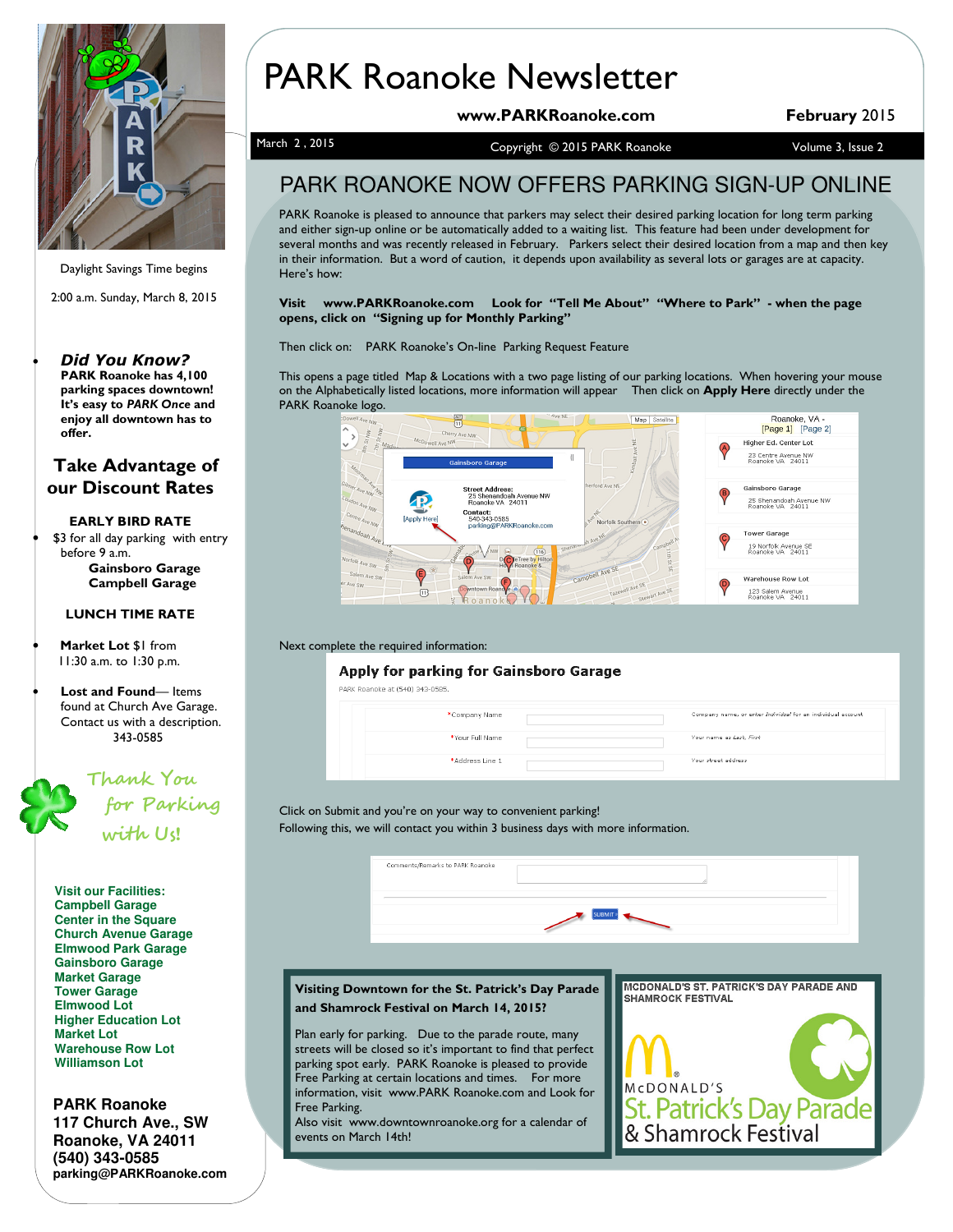# PARK Roanoke Newsletter

**www.PARKRoanoke.com** **February 2015**

March 2, 2015 — Copyright © 2015 PARK Roanoke — Volume 3, Issue 2

## PARK ROANOKE NOW OFFERS PARKING SIGN-UP ONLINE

PARK Roanoke is pleased to announce that parkers may select their desired parking location for long term parking and either sign-up online or be automatically added to a waiting list. This feature had been under development for several months and was recently released in February. Parkers select their desired location from a map and then key in their information. But a word of caution, it depends upon availability as several lots or garages are at capacity. Here's how:

**Visit www.PARKRoanoke.com Look for "Tell Me About" "Where to Park" - when the page opens, click on "Signing up for Monthly Parking"**

Then click on: PARK Roanoke's On-line Parking Request Feature

This opens a page titled Map & Locations with a two page listing of our parking locations. When hovering your mouse on the Alphabetically listed locations, more information will appear Then click on **Apply Here** directly under the PARK Roanoke logo.

Next complete the required information:

Click on Submit and you're on your way to convenient parking!

Following this, we will contact you within 3 business days with more information.

### Visiting Downtown for the St. Patrick's Day Parade and Shamrock Festival on March 14, 2015?

Plan early for parking. Due to the parade route, many streets will be closed so it's important to find that perfect parking spot early. PARK Roanoke is pleased to provide Free Parking at certain locations and times. For more information, visit www.PARK Roanoke.com and Look for Free Parking.

Also visit www.downtownroanoke.org for a calendar of events on March 14th!

**MCDONALD'S ST. PATRICK'S DAY PARADE AND SHAMROCK FESTIVAL**

---

Daylight Savings Time begins

2:00 a.m. Sunday, March 8, 2015

- ***Did You Know?***
  **PARK Roanoke has 4,100 parking spaces downtown! It's easy to *PARK Once* and enjoy all downtown has to offer.**

### Take Advantage of our Discount Rates

**EARLY BIRD RATE**

- $3 for all day parking with entry before 9 a.m.
  **Gainsboro Garage**
  **Campbell Garage**

**LUNCH TIME RATE**

- **Market Lot** $1 from 11:30 a.m. to 1:30 p.m.

- **Lost and Found**— Items found at Church Ave Garage. Contact us with a description. 343-0585

*Thank You for Parking with Us!*

**Visit our Facilities:**
**Campbell Garage**
**Center in the Square**
**Church Avenue Garage**
**Elmwood Park Garage**
**Gainsboro Garage**
**Market Garage**
**Tower Garage**
**Elmwood Lot**
**Higher Education Lot**
**Market Lot**
**Warehouse Row Lot**
**Williamson Lot**

**PARK Roanoke**
**117 Church Ave., SW**
**Roanoke, VA 24011**
**(540) 343-0585**
**parking@PARKRoanoke.com**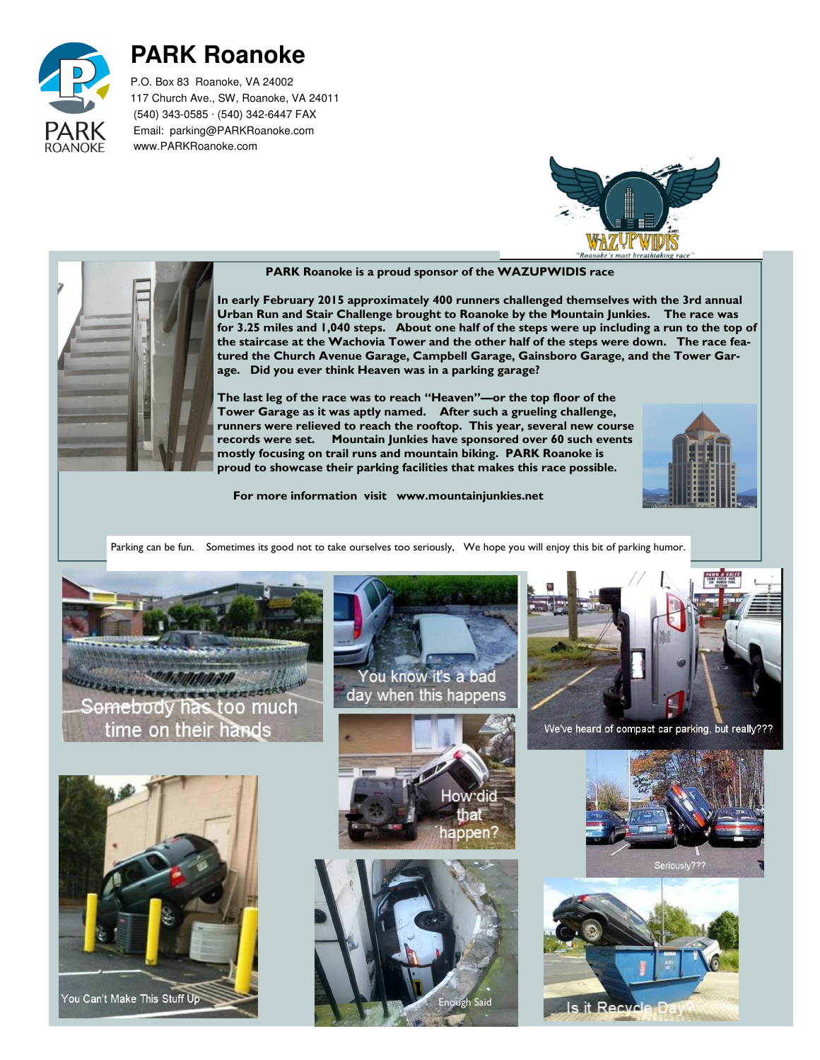# PARK Roanoke

P.O. Box 83 Roanoke, VA 24002
117 Church Ave., SW, Roanoke, VA 24011
(540) 343-0585 · (540) 342-6447 FAX
Email: parking@PARKRoanoke.com
www.PARKRoanoke.com

**PARK Roanoke is a proud sponsor of the WAZUPWIDIS race**

**In early February 2015 approximately 400 runners challenged themselves with the 3rd annual Urban Run and Stair Challenge brought to Roanoke by the Mountain Junkies. The race was for 3.25 miles and 1,040 steps. About one half of the steps were up including a run to the top of the staircase at the Wachovia Tower and the other half of the steps were down. The race featured the Church Avenue Garage, Campbell Garage, Gainsboro Garage, and the Tower Garage. Did you ever think Heaven was in a parking garage?**

**The last leg of the race was to reach "Heaven"—or the top floor of the Tower Garage as it was aptly named. After such a grueling challenge, runners were relieved to reach the rooftop. This year, several new course records were set. Mountain Junkies have sponsored over 60 such events mostly focusing on trail runs and mountain biking. PARK Roanoke is proud to showcase their parking facilities that makes this race possible.**

**For more information visit www.mountainjunkies.net**

Parking can be fun. Sometimes its good not to take ourselves too seriously, We hope you will enjoy this bit of parking humor.

Somebody has too much time on their hands

You know it's a bad day when this happens

We've heard of compact car parking, but really???

How did that happen?

Seriously???

You Can't Make This Stuff Up

Enough Said

Is it Recycle Day?